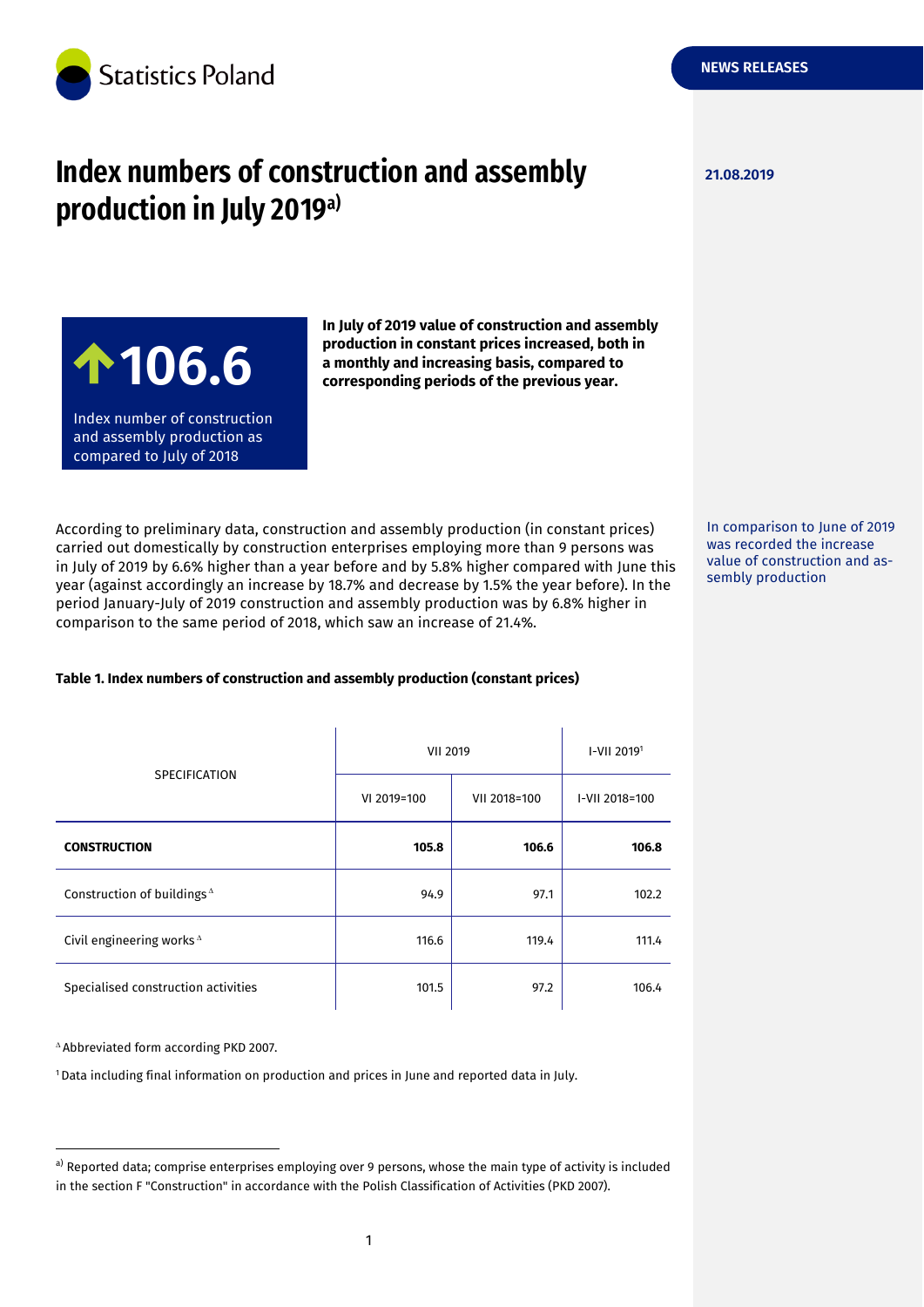Statistics Poland

NEWS RELEASES

21.08.2019

# Index numbers of construction and assembly production in July 2019[a)]

**↑106.6**

Index number of construction and assembly production as compared to July of 2018

**In July of 2019 value of construction and assembly production in constant prices increased, both in a monthly and increasing basis, compared to corresponding periods of the previous year.**

In comparison to June of 2019 was recorded the increase value of construction and assembly production

According to preliminary data, construction and assembly production (in constant prices) carried out domestically by construction enterprises employing more than 9 persons was in July of 2019 by 6.6% higher than a year before and by 5.8% higher compared with June this year (against accordingly an increase by 18.7% and decrease by 1.5% the year before). In the period January-July of 2019 construction and assembly production was by 6.8% higher in comparison to the same period of 2018, which saw an increase of 21.4%.

**Table 1. Index numbers of construction and assembly production (constant prices)**

| SPECIFICATION | VII 2019 | | I-VII 2019[1] |
|---|---|---|---|
| | VI 2019=100 | VII 2018=100 | I-VII 2018=100 |
| **CONSTRUCTION** | **105.8** | **106.6** | **106.8** |
| Construction of buildings [Δ] | 94.9 | 97.1 | 102.2 |
| Civil engineering works [Δ] | 116.6 | 119.4 | 111.4 |
| Specialised construction activities | 101.5 | 97.2 | 106.4 |

[Δ] Abbreviated form according PKD 2007.

[1] Data including final information on production and prices in June and reported data in July.

[a)] Reported data; comprise enterprises employing over 9 persons, whose the main type of activity is included in the section F "Construction" in accordance with the Polish Classification of Activities (PKD 2007).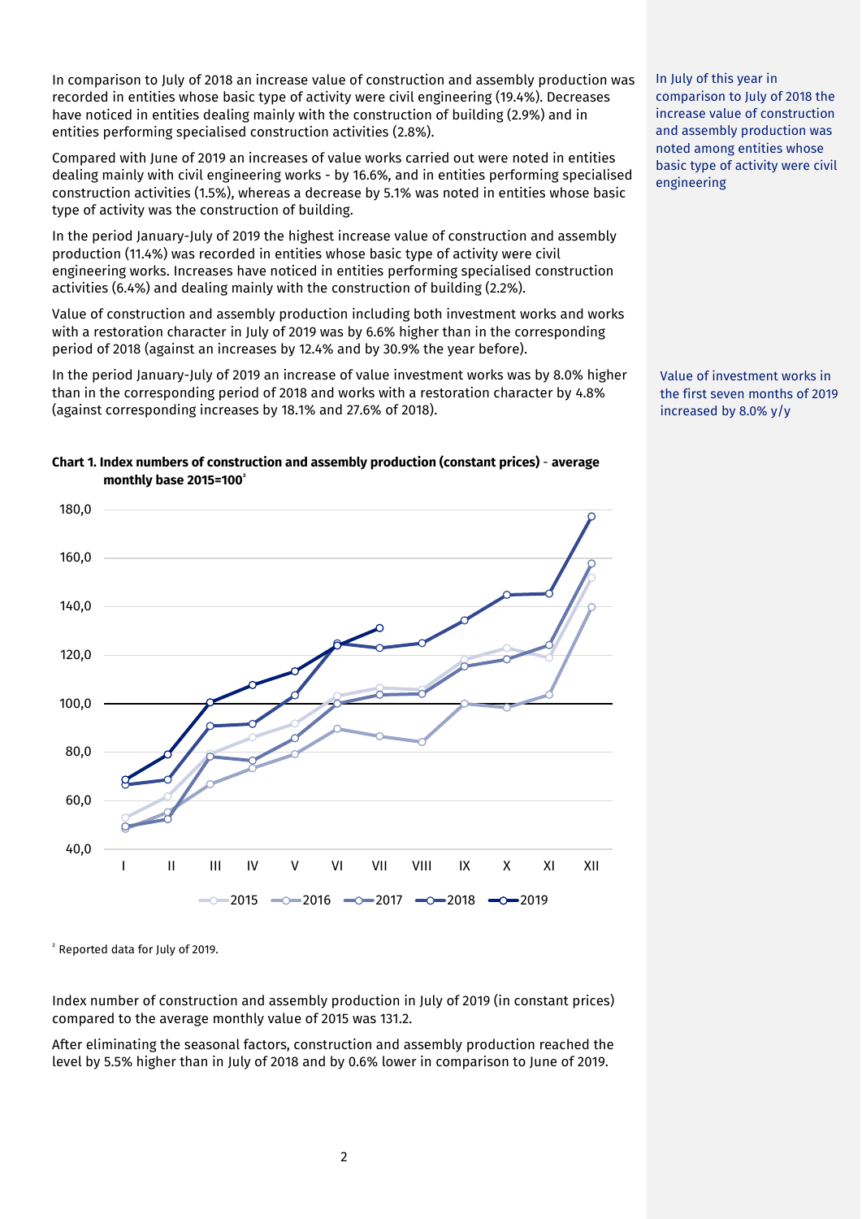In comparison to July of 2018 an increase value of construction and assembly production was recorded in entities whose basic type of activity were civil engineering (19.4%). Decreases have noticed in entities dealing mainly with the construction of building (2.9%) and in entities performing specialised construction activities (2.8%).

Compared with June of 2019 an increases of value works carried out were noted in entities dealing mainly with civil engineering works - by 16.6%, and in entities performing specialised construction activities (1.5%), whereas a decrease by 5.1% was noted in entities whose basic type of activity was the construction of building.

In the period January-July of 2019 the highest increase value of construction and assembly production (11.4%) was recorded in entities whose basic type of activity were civil engineering works. Increases have noticed in entities performing specialised construction activities (6.4%) and dealing mainly with the construction of building (2.2%).

Value of construction and assembly production including both investment works and works with a restoration character in July of 2019 was by 6.6% higher than in the corresponding period of 2018 (against an increases by 12.4% and by 30.9% the year before).

In the period January-July of 2019 an increase of value investment works was by 8.0% higher than in the corresponding period of 2018 and works with a restoration character by 4.8% (against corresponding increases by 18.1% and 27.6% of 2018).

In July of this year in comparison to July of 2018 the increase value of construction and assembly production was noted among entities whose basic type of activity were civil engineering

Value of investment works in the first seven months of 2019 increased by 8.0% y/y

**Chart 1. Index numbers of construction and assembly production (constant prices) - average monthly base 2015=100**[2]

[2] Reported data for July of 2019.

Index number of construction and assembly production in July of 2019 (in constant prices) compared to the average monthly value of 2015 was 131.2.

After eliminating the seasonal factors, construction and assembly production reached the level by 5.5% higher than in July of 2018 and by 0.6% lower in comparison to June of 2019.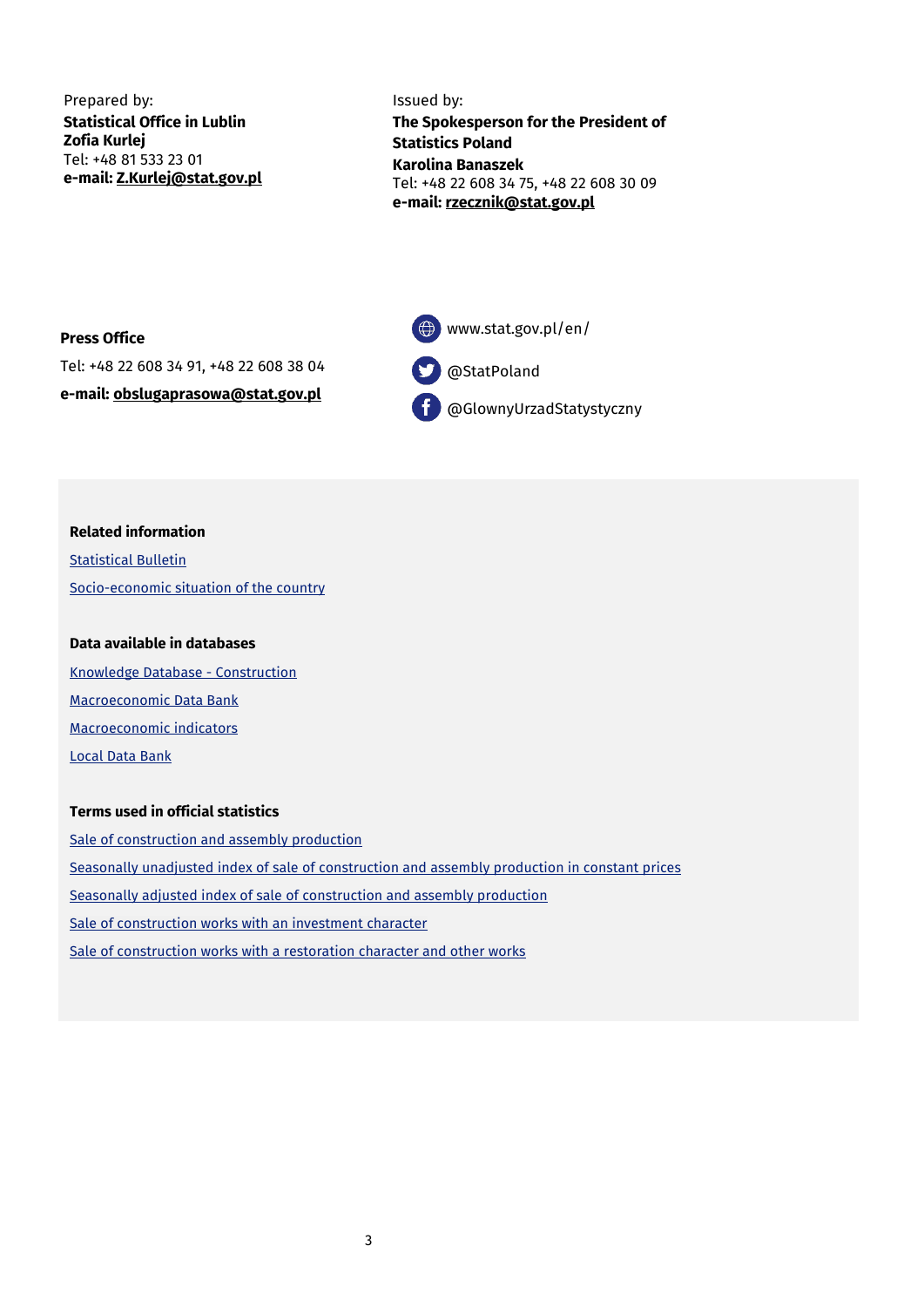Prepared by:
**Statistical Office in Lublin**
**Zofia Kurlej**
Tel: +48 81 533 23 01
**e-mail: Z.Kurlej@stat.gov.pl**

Issued by:
**The Spokesperson for the President of Statistics Poland**
**Karolina Banaszek**
Tel: +48 22 608 34 75, +48 22 608 30 09
**e-mail: rzecznik@stat.gov.pl**

**Press Office**

Tel: +48 22 608 34 91, +48 22 608 38 04

**e-mail: obslugaprasowa@stat.gov.pl**

www.stat.gov.pl/en/

@StatPoland

@GlownyUrzadStatystyczny

**Related information**

Statistical Bulletin

Socio-economic situation of the country

**Data available in databases**

Knowledge Database - Construction

Macroeconomic Data Bank

Macroeconomic indicators

Local Data Bank

**Terms used in official statistics**

Sale of construction and assembly production

Seasonally unadjusted index of sale of construction and assembly production in constant prices

Seasonally adjusted index of sale of construction and assembly production

Sale of construction works with an investment character

Sale of construction works with a restoration character and other works